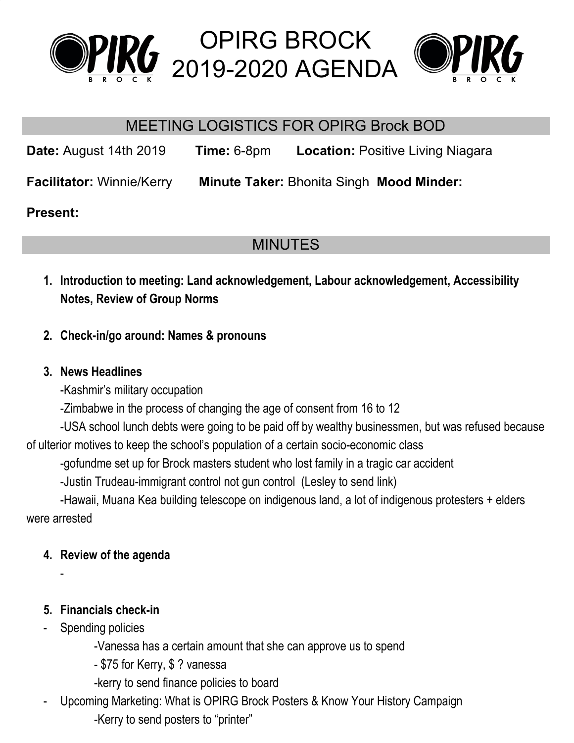# OPIRG BROCK 2019-2020 AGENDA

## MEETING LOGISTICS FOR OPIRG Brock BOD

**Date:** August 14th 2019 **Time:** 6-8pm **Location:** Positive Living Niagara

**Facilitator:** Winnie/Kerry **Minute Taker:** Bhonita Singh **Mood Minder:**

**Present:**

## MINUTES

1. **Introduction to meeting: Land acknowledgement, Labour acknowledgement, Accessibility Notes, Review of Group Norms**

2. **Check-in/go around: Names & pronouns**

3. **News Headlines**

   -Kashmir's military occupation

   -Zimbabwe in the process of changing the age of consent from 16 to 12

   -USA school lunch debts were going to be paid off by wealthy businessmen, but was refused because of ulterior motives to keep the school's population of a certain socio-economic class

   -gofundme set up for Brock masters student who lost family in a tragic car accident

   -Justin Trudeau-immigrant control not gun control (Lesley to send link)

   -Hawaii, Muana Kea building telescope on indigenous land, a lot of indigenous protesters + elders were arrested

4. **Review of the agenda**

   -

5. **Financials check-in**

- Spending policies
  - -Vanessa has a certain amount that she can approve us to spend
  - - $75 for Kerry, $ ? vanessa
  - -kerry to send finance policies to board
- Upcoming Marketing: What is OPIRG Brock Posters & Know Your History Campaign
  - -Kerry to send posters to "printer"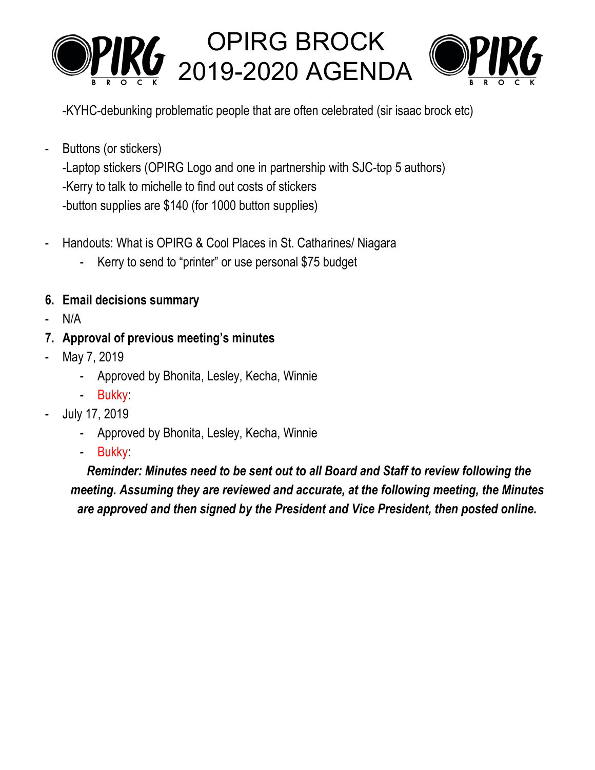-KYHC-debunking problematic people that are often celebrated (sir isaac brock etc)

- Buttons (or stickers)
  -Laptop stickers (OPIRG Logo and one in partnership with SJC-top 5 authors)
  -Kerry to talk to michelle to find out costs of stickers
  -button supplies are $140 (for 1000 button supplies)

- Handouts: What is OPIRG & Cool Places in St. Catharines/ Niagara
  - Kerry to send to "printer" or use personal $75 budget

**6. Email decisions summary**

- N/A

**7. Approval of previous meeting's minutes**

- May 7, 2019
  - Approved by Bhonita, Lesley, Kecha, Winnie
  - Bukky:
- July 17, 2019
  - Approved by Bhonita, Lesley, Kecha, Winnie
  - Bukky:

***Reminder: Minutes need to be sent out to all Board and Staff to review following the meeting. Assuming they are reviewed and accurate, at the following meeting, the Minutes are approved and then signed by the President and Vice President, then posted online.***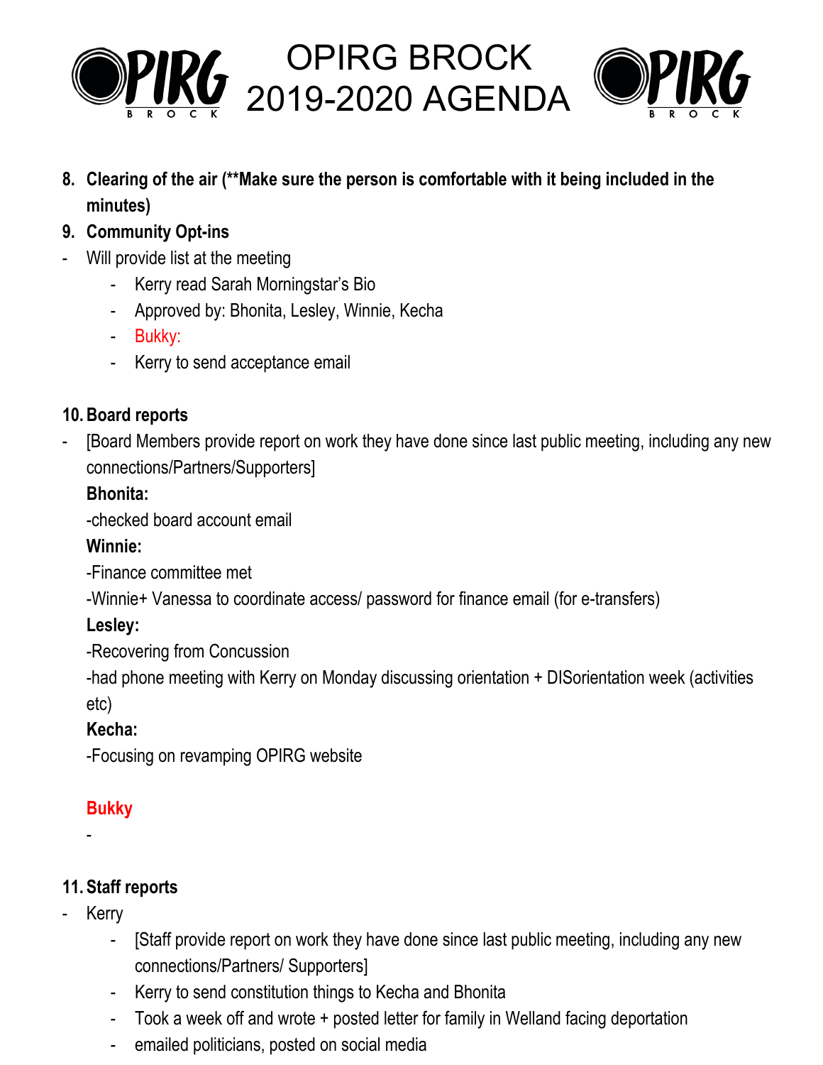# OPIRG BROCK 2019-2020 AGENDA

8. **Clearing of the air (**Make sure the person is comfortable with it being included in the minutes)**
9. **Community Opt-ins**

- Will provide list at the meeting
    - Kerry read Sarah Morningstar's Bio
    - Approved by: Bhonita, Lesley, Winnie, Kecha
    - Bukky:
    - Kerry to send acceptance email

10. **Board reports**

- [Board Members provide report on work they have done since last public meeting, including any new connections/Partners/Supporters]

  **Bhonita:**

  -checked board account email

  **Winnie:**

  -Finance committee met

  -Winnie+ Vanessa to coordinate access/ password for finance email (for e-transfers)

  **Lesley:**

  -Recovering from Concussion

  -had phone meeting with Kerry on Monday discussing orientation + DISorientation week (activities etc)

  **Kecha:**

  -Focusing on revamping OPIRG website

  **Bukky**

  -

11. **Staff reports**

- Kerry
    - [Staff provide report on work they have done since last public meeting, including any new connections/Partners/ Supporters]
    - Kerry to send constitution things to Kecha and Bhonita
    - Took a week off and wrote + posted letter for family in Welland facing deportation
    - emailed politicians, posted on social media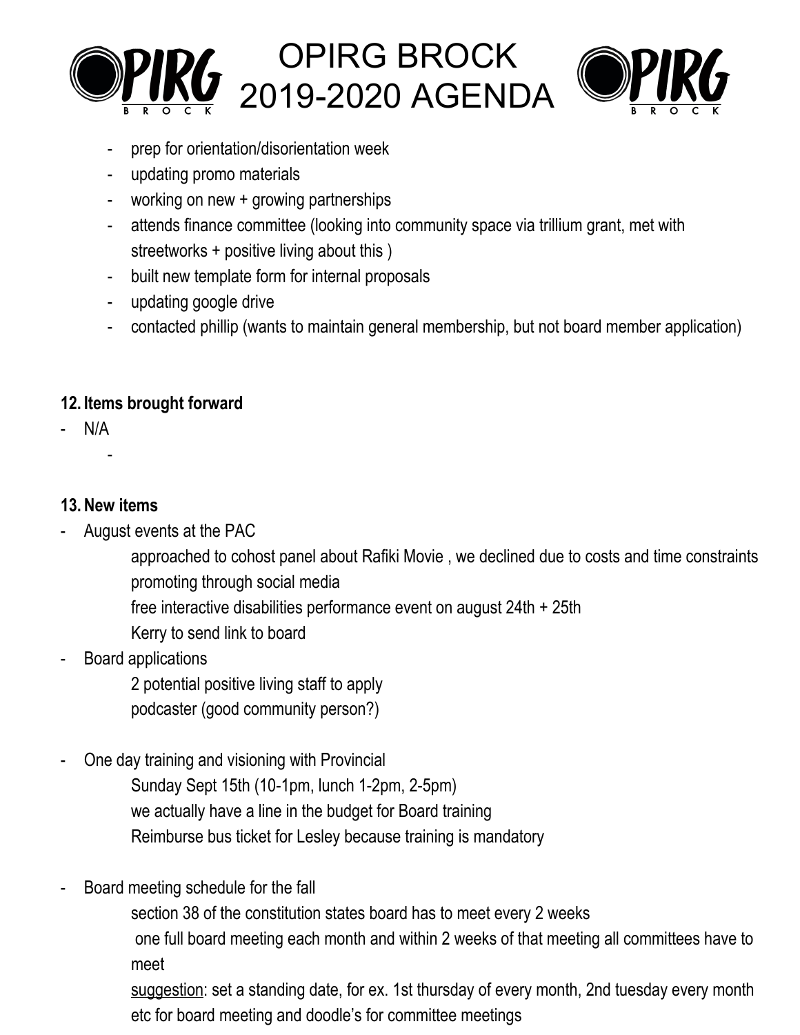- prep for orientation/disorientation week
- updating promo materials
- working on new + growing partnerships
- attends finance committee (looking into community space via trillium grant, met with streetworks + positive living about this )
- built new template form for internal proposals
- updating google drive
- contacted phillip (wants to maintain general membership, but not board member application)

**12. Items brought forward**

- N/A
    -

**13. New items**

- August events at the PAC
    - approached to cohost panel about Rafiki Movie , we declined due to costs and time constraints
    - promoting through social media
    - free interactive disabilities performance event on august 24th + 25th
    - Kerry to send link to board
- Board applications
    - 2 potential positive living staff to apply
    - podcaster (good community person?)
- One day training and visioning with Provincial
    - Sunday Sept 15th (10-1pm, lunch 1-2pm, 2-5pm)
    - we actually have a line in the budget for Board training
    - Reimburse bus ticket for Lesley because training is mandatory
- Board meeting schedule for the fall
    - section 38 of the constitution states board has to meet every 2 weeks
    - one full board meeting each month and within 2 weeks of that meeting all committees have to meet
    - suggestion: set a standing date, for ex. 1st thursday of every month, 2nd tuesday every month etc for board meeting and doodle's for committee meetings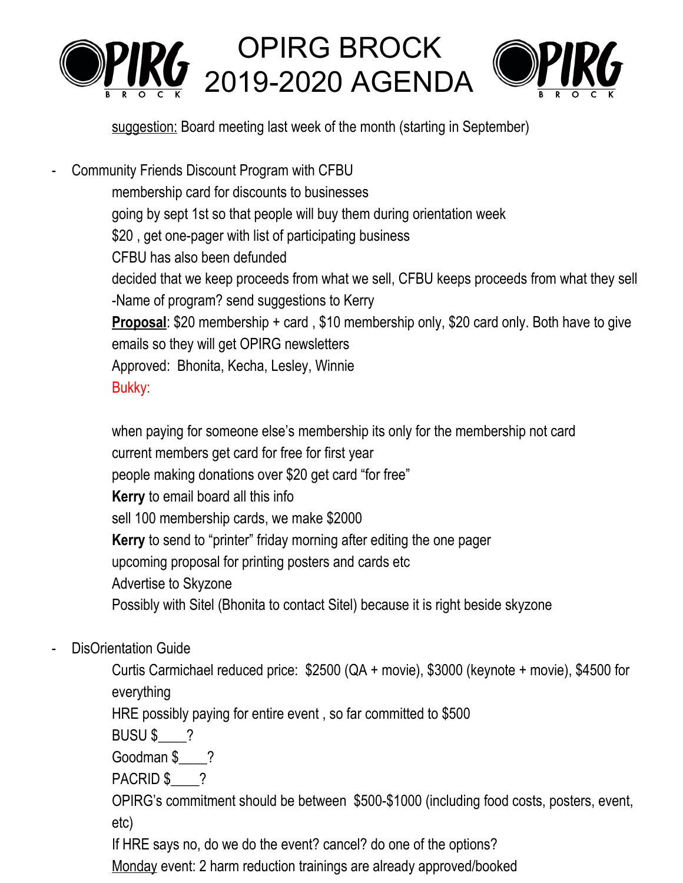# OPIRG BROCK 2019-2020 AGENDA

suggestion: Board meeting last week of the month (starting in September)

- Community Friends Discount Program with CFBU
  - membership card for discounts to businesses
  - going by sept 1st so that people will buy them during orientation week
  - $20 , get one-pager with list of participating business
  - CFBU has also been defunded
  - decided that we keep proceeds from what we sell, CFBU keeps proceeds from what they sell
  - -Name of program? send suggestions to Kerry
  - **Proposal**: $20 membership + card , $10 membership only, $20 card only. Both have to give emails so they will get OPIRG newsletters
  - Approved: Bhonita, Kecha, Lesley, Winnie
  - Bukky:
  - when paying for someone else's membership its only for the membership not card
  - current members get card for free for first year
  - people making donations over $20 get card "for free"
  - **Kerry** to email board all this info
  - sell 100 membership cards, we make $2000
  - **Kerry** to send to "printer" friday morning after editing the one pager
  - upcoming proposal for printing posters and cards etc
  - Advertise to Skyzone
  - Possibly with Sitel (Bhonita to contact Sitel) because it is right beside skyzone

- DisOrientation Guide
  - Curtis Carmichael reduced price: $2500 (QA + movie), $3000 (keynote + movie), $4500 for everything
  - HRE possibly paying for entire event , so far committed to $500
  - BUSU $____?
  - Goodman $____?
  - PACRID $____?
  - OPIRG's commitment should be between $500-$1000 (including food costs, posters, event, etc)
  - If HRE says no, do we do the event? cancel? do one of the options?
  - Monday event: 2 harm reduction trainings are already approved/booked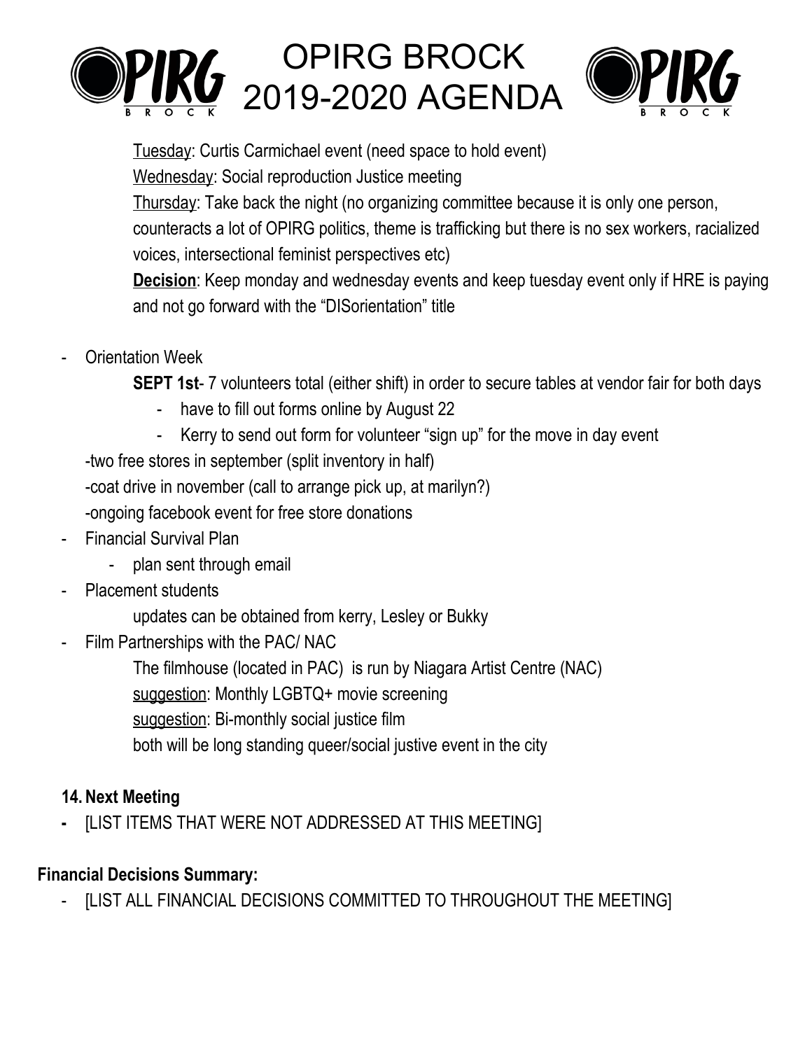Tuesday: Curtis Carmichael event (need space to hold event)

Wednesday: Social reproduction Justice meeting

Thursday: Take back the night (no organizing committee because it is only one person, counteracts a lot of OPIRG politics, theme is trafficking but there is no sex workers, racialized voices, intersectional feminist perspectives etc)

**Decision**: Keep monday and wednesday events and keep tuesday event only if HRE is paying and not go forward with the "DISorientation" title

- Orientation Week

  **SEPT 1st**- 7 volunteers total (either shift) in order to secure tables at vendor fair for both days

  - have to fill out forms online by August 22
  - Kerry to send out form for volunteer "sign up" for the move in day event

  -two free stores in september (split inventory in half)

  -coat drive in november (call to arrange pick up, at marilyn?)

  -ongoing facebook event for free store donations

- Financial Survival Plan
  - plan sent through email
- Placement students

  updates can be obtained from kerry, Lesley or Bukky

- Film Partnerships with the PAC/ NAC

  The filmhouse (located in PAC) is run by Niagara Artist Centre (NAC)

  suggestion: Monthly LGBTQ+ movie screening

  suggestion: Bi-monthly social justice film

  both will be long standing queer/social justive event in the city

**14. Next Meeting**

- [LIST ITEMS THAT WERE NOT ADDRESSED AT THIS MEETING]

**Financial Decisions Summary:**

- [LIST ALL FINANCIAL DECISIONS COMMITTED TO THROUGHOUT THE MEETING]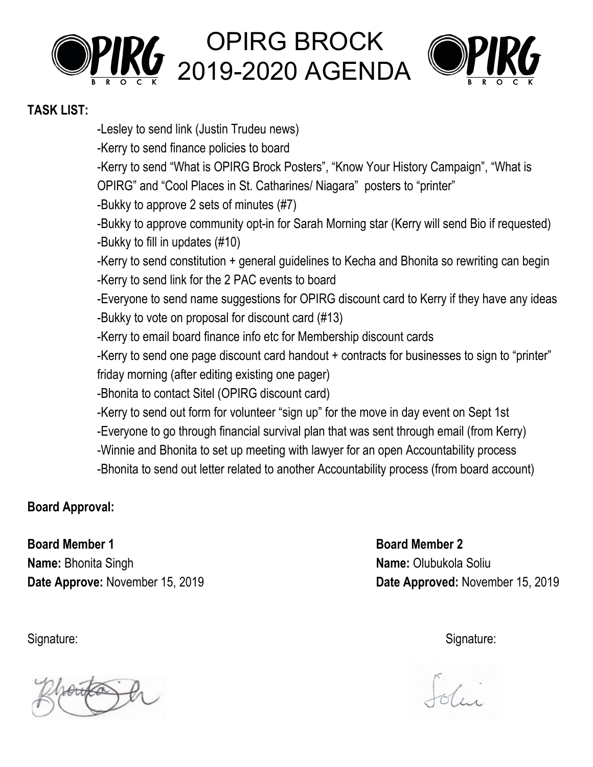# OPIRG BROCK 2019-2020 AGENDA

**TASK LIST:**

- -Lesley to send link (Justin Trudeu news)
- -Kerry to send finance policies to board
- -Kerry to send "What is OPIRG Brock Posters", "Know Your History Campaign", "What is OPIRG" and "Cool Places in St. Catharines/ Niagara" posters to "printer"
- -Bukky to approve 2 sets of minutes (#7)
- -Bukky to approve community opt-in for Sarah Morning star (Kerry will send Bio if requested)
- -Bukky to fill in updates (#10)
- -Kerry to send constitution + general guidelines to Kecha and Bhonita so rewriting can begin
- -Kerry to send link for the 2 PAC events to board
- -Everyone to send name suggestions for OPIRG discount card to Kerry if they have any ideas
- -Bukky to vote on proposal for discount card (#13)
- -Kerry to email board finance info etc for Membership discount cards
- -Kerry to send one page discount card handout + contracts for businesses to sign to "printer" friday morning (after editing existing one pager)
- -Bhonita to contact Sitel (OPIRG discount card)
- -Kerry to send out form for volunteer "sign up" for the move in day event on Sept 1st
- -Everyone to go through financial survival plan that was sent through email (from Kerry)
- -Winnie and Bhonita to set up meeting with lawyer for an open Accountability process
- -Bhonita to send out letter related to another Accountability process (from board account)

**Board Approval:**

**Board Member 1**
**Name:** Bhonita Singh
**Date Approve:** November 15, 2019

Signature:

**Board Member 2**
**Name:** Olubukola Soliu
**Date Approved:** November 15, 2019

Signature: